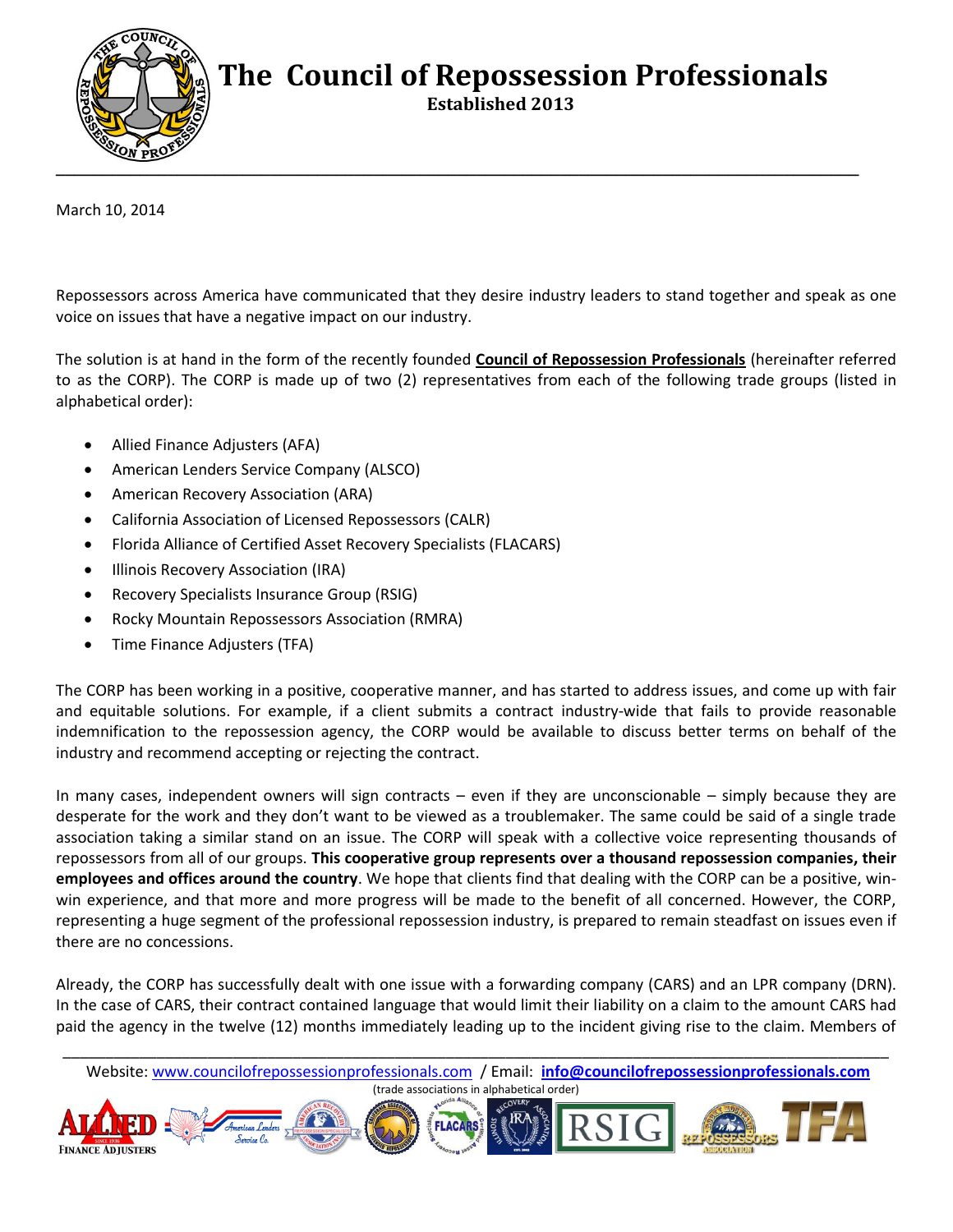# The Council of Repossession Professionals

**Established 2013**

March 10, 2014

Repossessors across America have communicated that they desire industry leaders to stand together and speak as one voice on issues that have a negative impact on our industry.

The solution is at hand in the form of the recently founded **Council of Repossession Professionals** (hereinafter referred to as the CORP). The CORP is made up of two (2) representatives from each of the following trade groups (listed in alphabetical order):

- Allied Finance Adjusters (AFA)
- American Lenders Service Company (ALSCO)
- American Recovery Association (ARA)
- California Association of Licensed Repossessors (CALR)
- Florida Alliance of Certified Asset Recovery Specialists (FLACARS)
- Illinois Recovery Association (IRA)
- Recovery Specialists Insurance Group (RSIG)
- Rocky Mountain Repossessors Association (RMRA)
- Time Finance Adjusters (TFA)

The CORP has been working in a positive, cooperative manner, and has started to address issues, and come up with fair and equitable solutions. For example, if a client submits a contract industry-wide that fails to provide reasonable indemnification to the repossession agency, the CORP would be available to discuss better terms on behalf of the industry and recommend accepting or rejecting the contract.

In many cases, independent owners will sign contracts – even if they are unconscionable – simply because they are desperate for the work and they don't want to be viewed as a troublemaker. The same could be said of a single trade association taking a similar stand on an issue. The CORP will speak with a collective voice representing thousands of repossessors from all of our groups. **This cooperative group represents over a thousand repossession companies, their employees and offices around the country**. We hope that clients find that dealing with the CORP can be a positive, win-win experience, and that more and more progress will be made to the benefit of all concerned. However, the CORP, representing a huge segment of the professional repossession industry, is prepared to remain steadfast on issues even if there are no concessions.

Already, the CORP has successfully dealt with one issue with a forwarding company (CARS) and an LPR company (DRN). In the case of CARS, their contract contained language that would limit their liability on a claim to the amount CARS had paid the agency in the twelve (12) months immediately leading up to the incident giving rise to the claim. Members of

Website: www.councilofrepossessionprofessionals.com / Email: **info@councilofrepossessionprofessionals.com**

(trade associations in alphabetical order)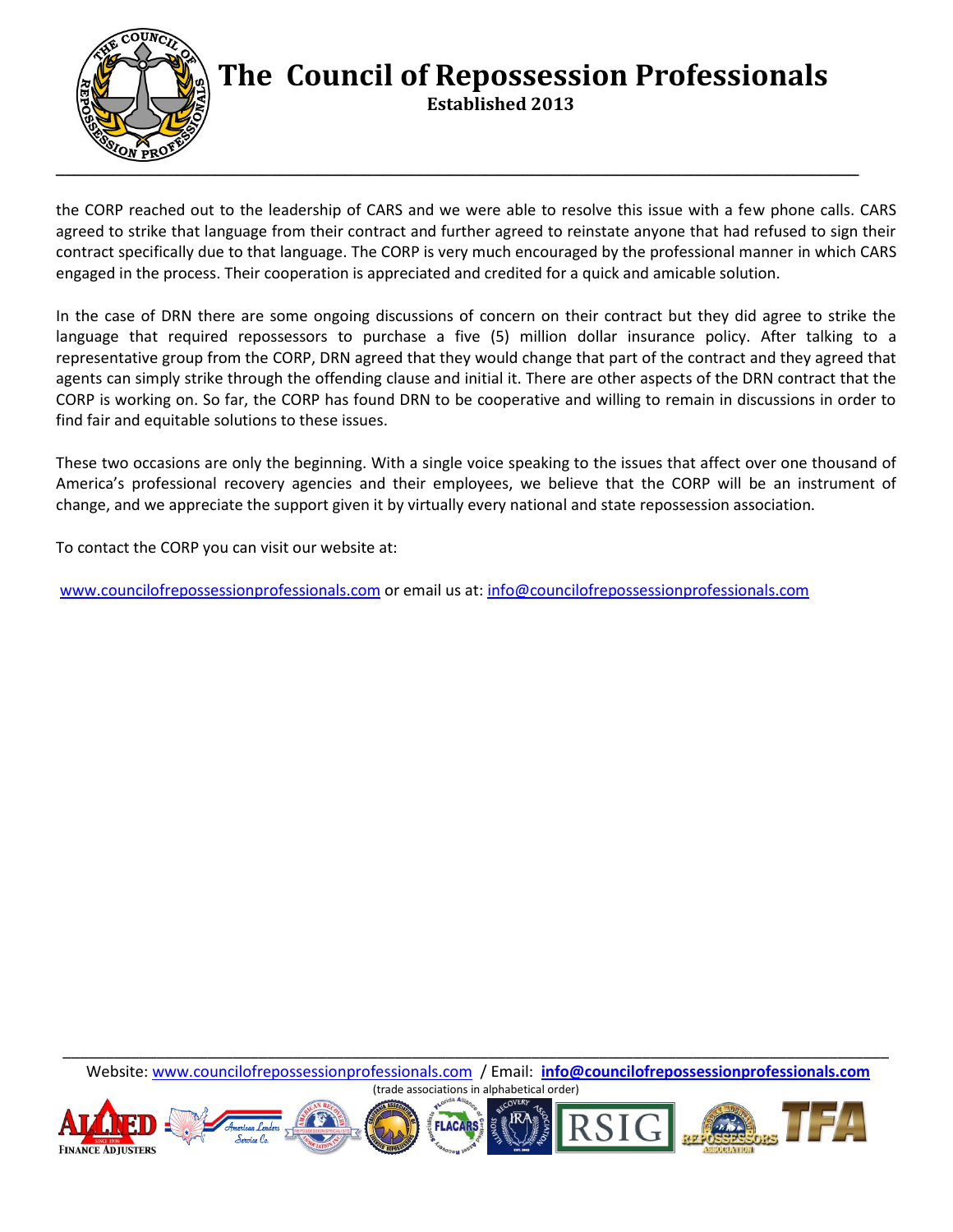the CORP reached out to the leadership of CARS and we were able to resolve this issue with a few phone calls. CARS agreed to strike that language from their contract and further agreed to reinstate anyone that had refused to sign their contract specifically due to that language. The CORP is very much encouraged by the professional manner in which CARS engaged in the process. Their cooperation is appreciated and credited for a quick and amicable solution.

In the case of DRN there are some ongoing discussions of concern on their contract but they did agree to strike the language that required repossessors to purchase a five (5) million dollar insurance policy. After talking to a representative group from the CORP, DRN agreed that they would change that part of the contract and they agreed that agents can simply strike through the offending clause and initial it. There are other aspects of the DRN contract that the CORP is working on. So far, the CORP has found DRN to be cooperative and willing to remain in discussions in order to find fair and equitable solutions to these issues.

These two occasions are only the beginning. With a single voice speaking to the issues that affect over one thousand of America's professional recovery agencies and their employees, we believe that the CORP will be an instrument of change, and we appreciate the support given it by virtually every national and state repossession association.

To contact the CORP you can visit our website at:

www.councilofrepossessionprofessionals.com or email us at: info@councilofrepossessionprofessionals.com